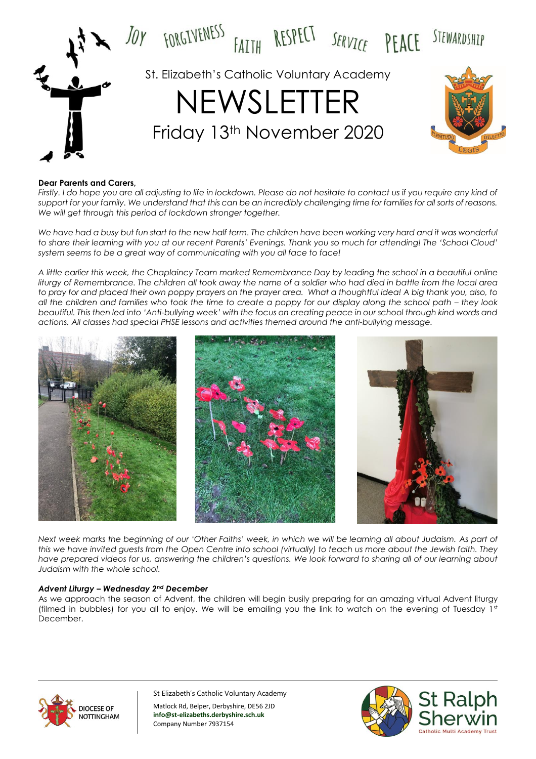JOY FORGIVENESS FAITH RESPECT SERVICE PEACE STEWARDSHIP

St. Elizabeth's Catholic Voluntary Academy

# NEWSLETTER

Friday 13th November 2020

**Dear Parents and Carers,**

*Firstly. I do hope you are all adjusting to life in lockdown. Please do not hesitate to contact us if you require any kind of support for your family. We understand that this can be an incredibly challenging time for families for all sorts of reasons. We will get through this period of lockdown stronger together.*

*We have had a busy but fun start to the new half term. The children have been working very hard and it was wonderful to share their learning with you at our recent Parents' Evenings. Thank you so much for attending! The 'School Cloud' system seems to be a great way of communicating with you all face to face!*

*A little earlier this week, the Chaplaincy Team marked Remembrance Day by leading the school in a beautiful online liturgy of Remembrance. The children all took away the name of a soldier who had died in battle from the local area to pray for and placed their own poppy prayers on the prayer area. What a thoughtful idea! A big thank you, also, to all the children and families who took the time to create a poppy for our display along the school path – they look beautiful. This then led into 'Anti-bullying week' with the focus on creating peace in our school through kind words and actions. All classes had special PHSE lessons and activities themed around the anti-bullying message.*

*Next week marks the beginning of our 'Other Faiths' week, in which we will be learning all about Judaism. As part of this we have invited guests from the Open Centre into school (virtually) to teach us more about the Jewish faith. They have prepared videos for us, answering the children's questions. We look forward to sharing all of our learning about Judaism with the whole school.*

***Advent Liturgy – Wednesday 2nd December***

As we approach the season of Advent, the children will begin busily preparing for an amazing virtual Advent liturgy (filmed in bubbles) for you all to enjoy. We will be emailing you the link to watch on the evening of Tuesday 1st December.

St Elizabeth's Catholic Voluntary Academy
Matlock Rd, Belper, Derbyshire, DE56 2JD
**info@st-elizabeths.derbyshire.sch.uk**
Company Number 7937154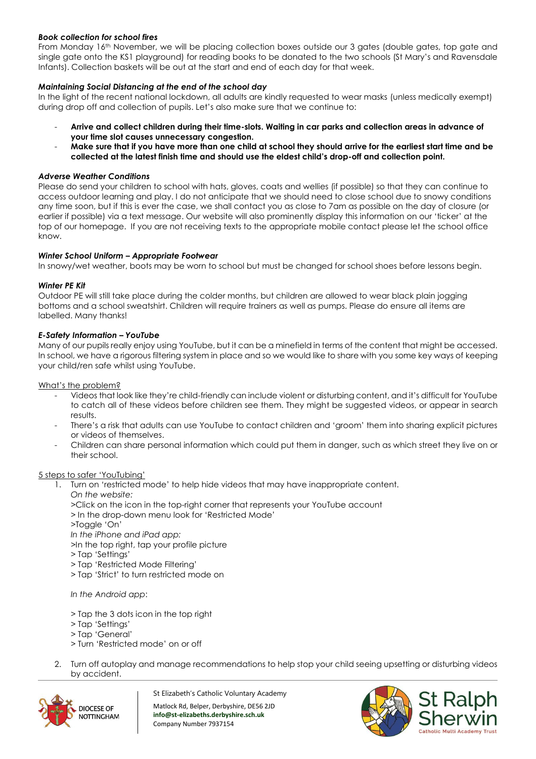### *Book collection for school fires*

From Monday 16th November, we will be placing collection boxes outside our 3 gates (double gates, top gate and single gate onto the KS1 playground) for reading books to be donated to the two schools (St Mary's and Ravensdale Infants). Collection baskets will be out at the start and end of each day for that week.

### *Maintaining Social Distancing at the end of the school day*

In the light of the recent national lockdown, all adults are kindly requested to wear masks (unless medically exempt) during drop off and collection of pupils. Let's also make sure that we continue to:

- **Arrive and collect children during their time-slots. Waiting in car parks and collection areas in advance of your time slot causes unnecessary congestion.**
- **Make sure that if you have more than one child at school they should arrive for the earliest start time and be collected at the latest finish time and should use the eldest child's drop-off and collection point.**

### *Adverse Weather Conditions*

Please do send your children to school with hats, gloves, coats and wellies (if possible) so that they can continue to access outdoor learning and play. I do not anticipate that we should need to close school due to snowy conditions any time soon, but if this is ever the case, we shall contact you as close to 7am as possible on the day of closure (or earlier if possible) via a text message. Our website will also prominently display this information on our 'ticker' at the top of our homepage. If you are not receiving texts to the appropriate mobile contact please let the school office know.

### *Winter School Uniform – Appropriate Footwear*

In snowy/wet weather, boots may be worn to school but must be changed for school shoes before lessons begin.

### *Winter PE Kit*

Outdoor PE will still take place during the colder months, but children are allowed to wear black plain jogging bottoms and a school sweatshirt. Children will require trainers as well as pumps. Please do ensure all items are labelled. Many thanks!

### *E-Safety Information – YouTube*

Many of our pupils really enjoy using YouTube, but it can be a minefield in terms of the content that might be accessed. In school, we have a rigorous filtering system in place and so we would like to share with you some key ways of keeping your child/ren safe whilst using YouTube.

What's the problem?

- Videos that look like they're child-friendly can include violent or disturbing content, and it's difficult for YouTube to catch all of these videos before children see them. They might be suggested videos, or appear in search results.
- There's a risk that adults can use YouTube to contact children and 'groom' them into sharing explicit pictures or videos of themselves.
- Children can share personal information which could put them in danger, such as which street they live on or their school.

5 steps to safer 'YouTubing'

1. Turn on 'restricted mode' to help hide videos that may have inappropriate content.

   *On the website:*

   >Click on the icon in the top-right corner that represents your YouTube account
   > In the drop-down menu look for 'Restricted Mode'
   >Toggle 'On'

   *In the iPhone and iPad app:*

   >In the top right, tap your profile picture
   > Tap 'Settings'
   > Tap 'Restricted Mode Filtering'
   > Tap 'Strict' to turn restricted mode on

   *In the Android app*:

   > Tap the 3 dots icon in the top right
   > Tap 'Settings'
   > Tap 'General'
   > Turn 'Restricted mode' on or off

2. Turn off autoplay and manage recommendations to help stop your child seeing upsetting or disturbing videos by accident.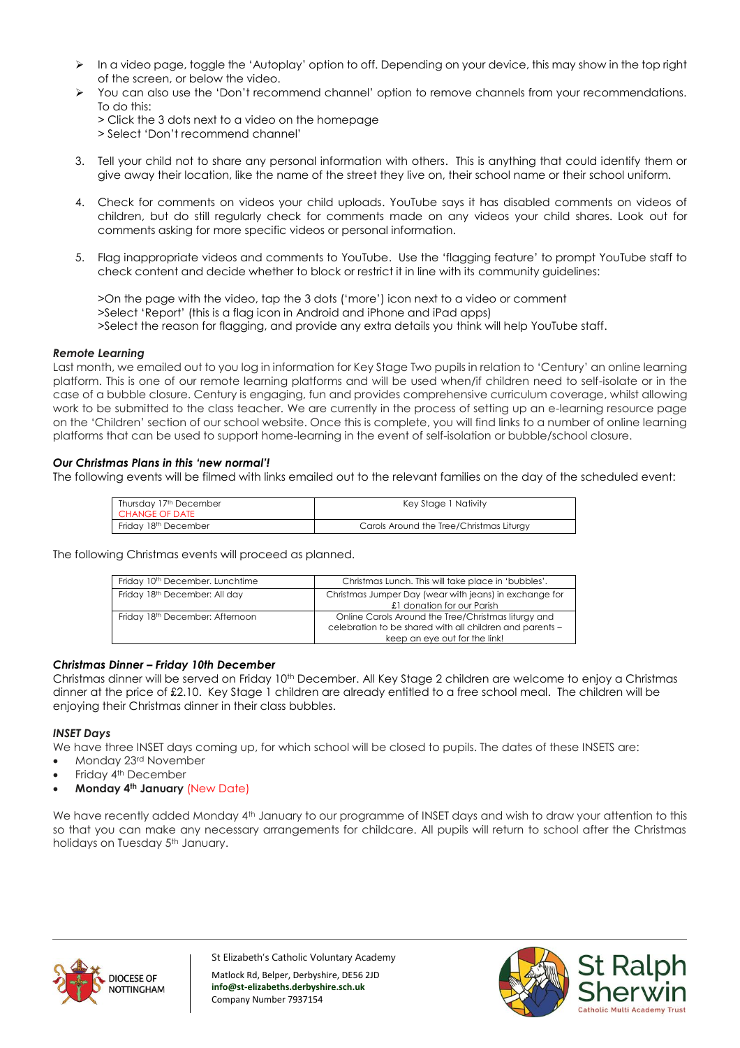- In a video page, toggle the 'Autoplay' option to off. Depending on your device, this may show in the top right of the screen, or below the video.
- You can also use the 'Don't recommend channel' option to remove channels from your recommendations. To do this:
  > Click the 3 dots next to a video on the homepage
  > Select 'Don't recommend channel'

3. Tell your child not to share any personal information with others. This is anything that could identify them or give away their location, like the name of the street they live on, their school name or their school uniform.

4. Check for comments on videos your child uploads. YouTube says it has disabled comments on videos of children, but do still regularly check for comments made on any videos your child shares. Look out for comments asking for more specific videos or personal information.

5. Flag inappropriate videos and comments to YouTube. Use the 'flagging feature' to prompt YouTube staff to check content and decide whether to block or restrict it in line with its community guidelines:

   >On the page with the video, tap the 3 dots ('more') icon next to a video or comment
   >Select 'Report' (this is a flag icon in Android and iPhone and iPad apps)
   >Select the reason for flagging, and provide any extra details you think will help YouTube staff.

***Remote Learning***

Last month, we emailed out to you log in information for Key Stage Two pupils in relation to 'Century' an online learning platform. This is one of our remote learning platforms and will be used when/if children need to self-isolate or in the case of a bubble closure. Century is engaging, fun and provides comprehensive curriculum coverage, whilst allowing work to be submitted to the class teacher. We are currently in the process of setting up an e-learning resource page on the 'Children' section of our school website. Once this is complete, you will find links to a number of online learning platforms that can be used to support home-learning in the event of self-isolation or bubble/school closure.

***Our Christmas Plans in this 'new normal'!***

The following events will be filmed with links emailed out to the relevant families on the day of the scheduled event:

| | |
|---|---|
| Thursday 17th December CHANGE OF DATE | Key Stage 1 Nativity |
| Friday 18th December | Carols Around the Tree/Christmas Liturgy |

The following Christmas events will proceed as planned.

| | |
|---|---|
| Friday 10th December. Lunchtime | Christmas Lunch. This will take place in 'bubbles'. |
| Friday 18th December: All day | Christmas Jumper Day (wear with jeans) in exchange for £1 donation for our Parish |
| Friday 18th December: Afternoon | Online Carols Around the Tree/Christmas liturgy and celebration to be shared with all children and parents – keep an eye out for the link! |

***Christmas Dinner – Friday 10th December***

Christmas dinner will be served on Friday 10th December. All Key Stage 2 children are welcome to enjoy a Christmas dinner at the price of £2.10. Key Stage 1 children are already entitled to a free school meal. The children will be enjoying their Christmas dinner in their class bubbles.

***INSET Days***

We have three INSET days coming up, for which school will be closed to pupils. The dates of these INSETS are:

- Monday 23rd November
- Friday 4th December
- **Monday 4th January** (New Date)

We have recently added Monday 4th January to our programme of INSET days and wish to draw your attention to this so that you can make any necessary arrangements for childcare. All pupils will return to school after the Christmas holidays on Tuesday 5th January.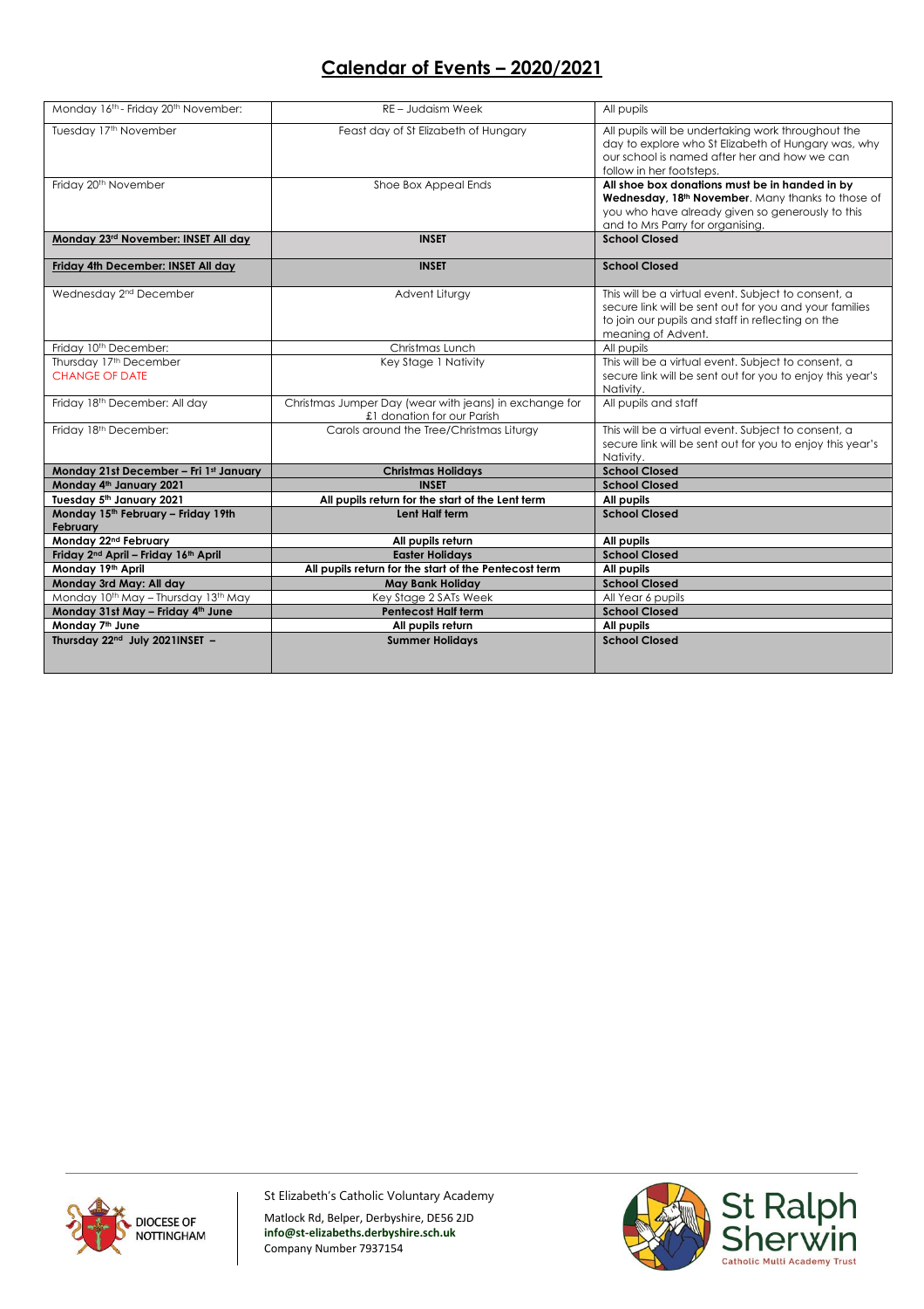# Calendar of Events – 2020/2021

| | | |
|---|---|---|
| Monday 16th - Friday 20th November: | RE – Judaism Week | All pupils |
| Tuesday 17th November | Feast day of St Elizabeth of Hungary | All pupils will be undertaking work throughout the day to explore who St Elizabeth of Hungary was, why our school is named after her and how we can follow in her footsteps. |
| Friday 20th November | Shoe Box Appeal Ends | **All shoe box donations must be in handed in by Wednesday, 18th November**. Many thanks to those of you who have already given so generously to this and to Mrs Parry for organising. |
| **Monday 23rd November: INSET All day** | **INSET** | **School Closed** |
| **Friday 4th December: INSET All day** | **INSET** | **School Closed** |
| Wednesday 2nd December | Advent Liturgy | This will be a virtual event. Subject to consent, a secure link will be sent out for you and your families to join our pupils and staff in reflecting on the meaning of Advent. |
| Friday 10th December: | Christmas Lunch | All pupils |
| Thursday 17th December CHANGE OF DATE | Key Stage 1 Nativity | This will be a virtual event. Subject to consent, a secure link will be sent out for you to enjoy this year's Nativity. |
| Friday 18th December: All day | Christmas Jumper Day (wear with jeans) in exchange for £1 donation for our Parish | All pupils and staff |
| Friday 18th December: | Carols around the Tree/Christmas Liturgy | This will be a virtual event. Subject to consent, a secure link will be sent out for you to enjoy this year's Nativity. |
| **Monday 21st December – Fri 1st January** | **Christmas Holidays** | **School Closed** |
| **Monday 4th January 2021** | **INSET** | **School Closed** |
| **Tuesday 5th January 2021** | **All pupils return for the start of the Lent term** | **All pupils** |
| **Monday 15th February – Friday 19th February** | **Lent Half term** | **School Closed** |
| **Monday 22nd February** | **All pupils return** | **All pupils** |
| **Friday 2nd April – Friday 16th April** | **Easter Holidays** | **School Closed** |
| **Monday 19th April** | **All pupils return for the start of the Pentecost term** | **All pupils** |
| **Monday 3rd May: All day** | **May Bank Holiday** | **School Closed** |
| Monday 10th May – Thursday 13th May | Key Stage 2 SATs Week | All Year 6 pupils |
| **Monday 31st May – Friday 4th June** | **Pentecost Half term** | **School Closed** |
| **Monday 7th June** | **All pupils return** | **All pupils** |
| **Thursday 22nd July 2021INSET –** | **Summer Holidays** | **School Closed** |

St Elizabeth's Catholic Voluntary Academy

Matlock Rd, Belper, Derbyshire, DE56 2JD
**info@st-elizabeths.derbyshire.sch.uk**
Company Number 7937154